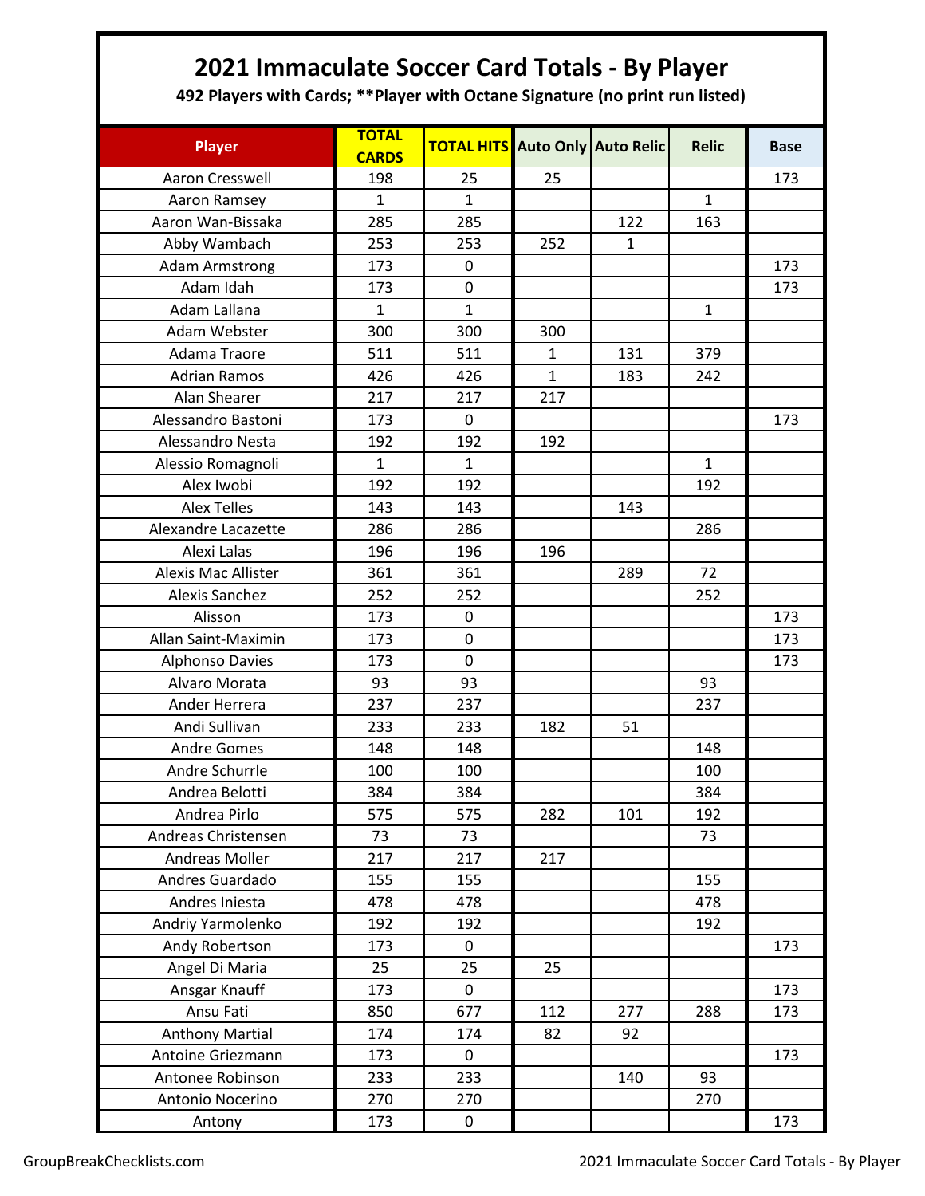# 2021 Immaculate Soccer Card Totals - By Player

**492 Players with Cards; **Player with Octane Signature (no print run listed)**

| Player | TOTAL CARDS | TOTAL HITS | Auto Only | Auto Relic | Relic | Base |
|---|---|---|---|---|---|---|
| Aaron Cresswell | 198 | 25 | 25 | | | 173 |
| Aaron Ramsey | 1 | 1 | | | 1 | |
| Aaron Wan-Bissaka | 285 | 285 | | 122 | 163 | |
| Abby Wambach | 253 | 253 | 252 | 1 | | |
| Adam Armstrong | 173 | 0 | | | | 173 |
| Adam Idah | 173 | 0 | | | | 173 |
| Adam Lallana | 1 | 1 | | | 1 | |
| Adam Webster | 300 | 300 | 300 | | | |
| Adama Traore | 511 | 511 | 1 | 131 | 379 | |
| Adrian Ramos | 426 | 426 | 1 | 183 | 242 | |
| Alan Shearer | 217 | 217 | 217 | | | |
| Alessandro Bastoni | 173 | 0 | | | | 173 |
| Alessandro Nesta | 192 | 192 | 192 | | | |
| Alessio Romagnoli | 1 | 1 | | | 1 | |
| Alex Iwobi | 192 | 192 | | | 192 | |
| Alex Telles | 143 | 143 | | 143 | | |
| Alexandre Lacazette | 286 | 286 | | | 286 | |
| Alexi Lalas | 196 | 196 | 196 | | | |
| Alexis Mac Allister | 361 | 361 | | 289 | 72 | |
| Alexis Sanchez | 252 | 252 | | | 252 | |
| Alisson | 173 | 0 | | | | 173 |
| Allan Saint-Maximin | 173 | 0 | | | | 173 |
| Alphonso Davies | 173 | 0 | | | | 173 |
| Alvaro Morata | 93 | 93 | | | 93 | |
| Ander Herrera | 237 | 237 | | | 237 | |
| Andi Sullivan | 233 | 233 | 182 | 51 | | |
| Andre Gomes | 148 | 148 | | | 148 | |
| Andre Schurrle | 100 | 100 | | | 100 | |
| Andrea Belotti | 384 | 384 | | | 384 | |
| Andrea Pirlo | 575 | 575 | 282 | 101 | 192 | |
| Andreas Christensen | 73 | 73 | | | 73 | |
| Andreas Moller | 217 | 217 | 217 | | | |
| Andres Guardado | 155 | 155 | | | 155 | |
| Andres Iniesta | 478 | 478 | | | 478 | |
| Andriy Yarmolenko | 192 | 192 | | | 192 | |
| Andy Robertson | 173 | 0 | | | | 173 |
| Angel Di Maria | 25 | 25 | 25 | | | |
| Ansgar Knauff | 173 | 0 | | | | 173 |
| Ansu Fati | 850 | 677 | 112 | 277 | 288 | 173 |
| Anthony Martial | 174 | 174 | 82 | 92 | | |
| Antoine Griezmann | 173 | 0 | | | | 173 |
| Antonee Robinson | 233 | 233 | | 140 | 93 | |
| Antonio Nocerino | 270 | 270 | | | 270 | |
| Antony | 173 | 0 | | | | 173 |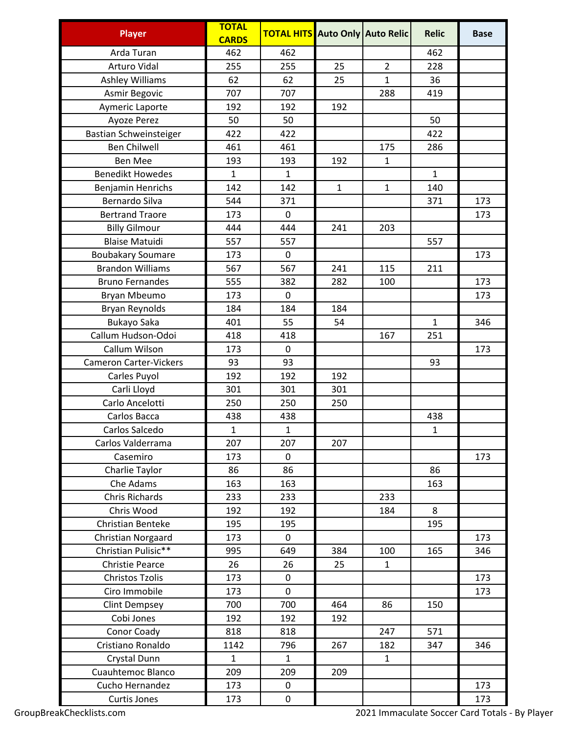| Player | TOTAL CARDS | TOTAL HITS | Auto Only | Auto Relic | Relic | Base |
|---|---|---|---|---|---|---|
| Arda Turan | 462 | 462 | | | 462 | |
| Arturo Vidal | 255 | 255 | 25 | 2 | 228 | |
| Ashley Williams | 62 | 62 | 25 | 1 | 36 | |
| Asmir Begovic | 707 | 707 | | 288 | 419 | |
| Aymeric Laporte | 192 | 192 | 192 | | | |
| Ayoze Perez | 50 | 50 | | | 50 | |
| Bastian Schweinsteiger | 422 | 422 | | | 422 | |
| Ben Chilwell | 461 | 461 | | 175 | 286 | |
| Ben Mee | 193 | 193 | 192 | 1 | | |
| Benedikt Howedes | 1 | 1 | | | 1 | |
| Benjamin Henrichs | 142 | 142 | 1 | 1 | 140 | |
| Bernardo Silva | 544 | 371 | | | 371 | 173 |
| Bertrand Traore | 173 | 0 | | | | 173 |
| Billy Gilmour | 444 | 444 | 241 | 203 | | |
| Blaise Matuidi | 557 | 557 | | | 557 | |
| Boubakary Soumare | 173 | 0 | | | | 173 |
| Brandon Williams | 567 | 567 | 241 | 115 | 211 | |
| Bruno Fernandes | 555 | 382 | 282 | 100 | | 173 |
| Bryan Mbeumo | 173 | 0 | | | | 173 |
| Bryan Reynolds | 184 | 184 | 184 | | | |
| Bukayo Saka | 401 | 55 | 54 | | 1 | 346 |
| Callum Hudson-Odoi | 418 | 418 | | 167 | 251 | |
| Callum Wilson | 173 | 0 | | | | 173 |
| Cameron Carter-Vickers | 93 | 93 | | | 93 | |
| Carles Puyol | 192 | 192 | 192 | | | |
| Carli Lloyd | 301 | 301 | 301 | | | |
| Carlo Ancelotti | 250 | 250 | 250 | | | |
| Carlos Bacca | 438 | 438 | | | 438 | |
| Carlos Salcedo | 1 | 1 | | | 1 | |
| Carlos Valderrama | 207 | 207 | 207 | | | |
| Casemiro | 173 | 0 | | | | 173 |
| Charlie Taylor | 86 | 86 | | | 86 | |
| Che Adams | 163 | 163 | | | 163 | |
| Chris Richards | 233 | 233 | | 233 | | |
| Chris Wood | 192 | 192 | | 184 | 8 | |
| Christian Benteke | 195 | 195 | | | 195 | |
| Christian Norgaard | 173 | 0 | | | | 173 |
| Christian Pulisic** | 995 | 649 | 384 | 100 | 165 | 346 |
| Christie Pearce | 26 | 26 | 25 | 1 | | |
| Christos Tzolis | 173 | 0 | | | | 173 |
| Ciro Immobile | 173 | 0 | | | | 173 |
| Clint Dempsey | 700 | 700 | 464 | 86 | 150 | |
| Cobi Jones | 192 | 192 | 192 | | | |
| Conor Coady | 818 | 818 | | 247 | 571 | |
| Cristiano Ronaldo | 1142 | 796 | 267 | 182 | 347 | 346 |
| Crystal Dunn | 1 | 1 | | 1 | | |
| Cuauhtemoc Blanco | 209 | 209 | 209 | | | |
| Cucho Hernandez | 173 | 0 | | | | 173 |
| Curtis Jones | 173 | 0 | | | | 173 |

GroupBreakChecklists.com

2021 Immaculate Soccer Card Totals - By Player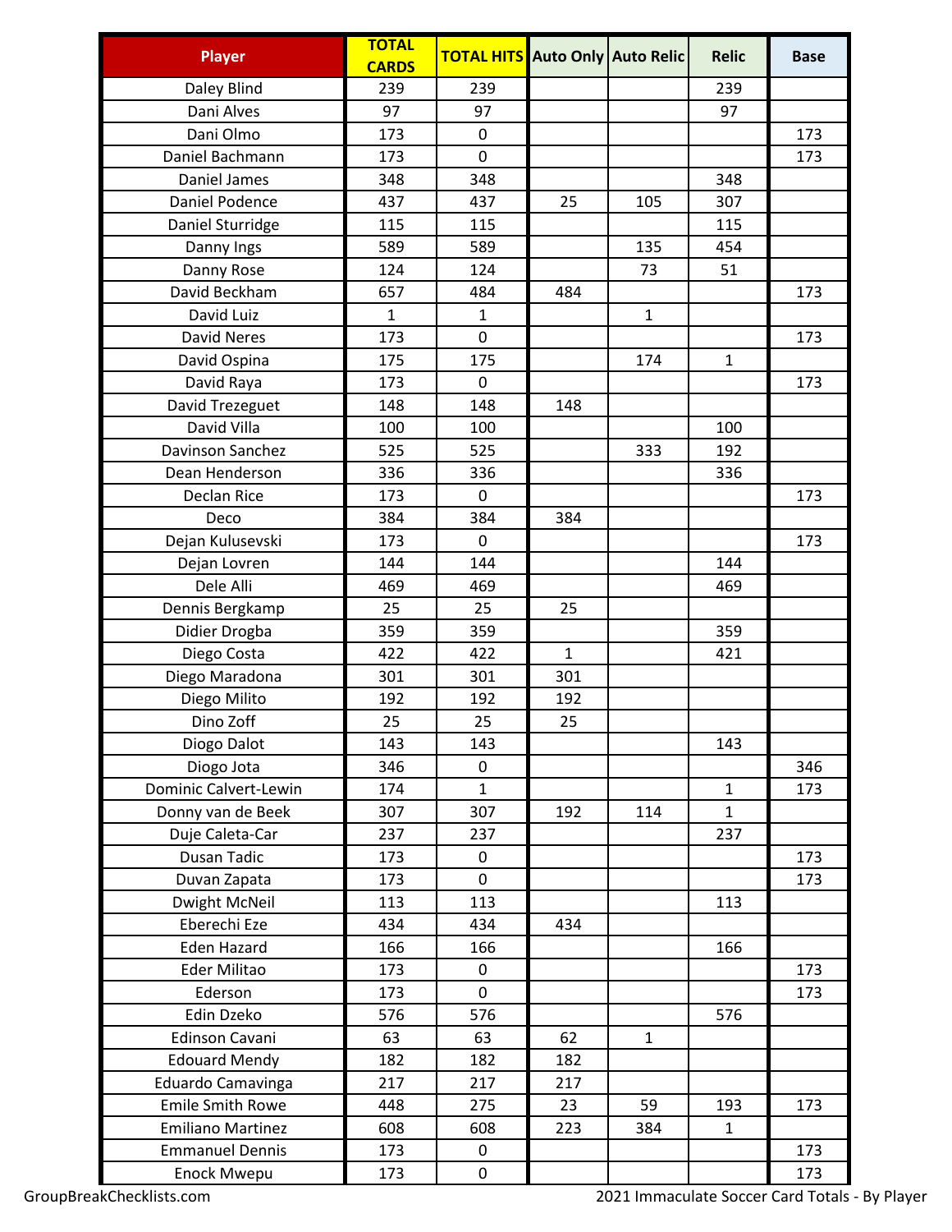| Player | TOTAL CARDS | TOTAL HITS | Auto Only | Auto Relic | Relic | Base |
|---|---|---|---|---|---|---|
| Daley Blind | 239 | 239 | | | 239 | |
| Dani Alves | 97 | 97 | | | 97 | |
| Dani Olmo | 173 | 0 | | | | 173 |
| Daniel Bachmann | 173 | 0 | | | | 173 |
| Daniel James | 348 | 348 | | | 348 | |
| Daniel Podence | 437 | 437 | 25 | 105 | 307 | |
| Daniel Sturridge | 115 | 115 | | | 115 | |
| Danny Ings | 589 | 589 | | 135 | 454 | |
| Danny Rose | 124 | 124 | | 73 | 51 | |
| David Beckham | 657 | 484 | 484 | | | 173 |
| David Luiz | 1 | 1 | | 1 | | |
| David Neres | 173 | 0 | | | | 173 |
| David Ospina | 175 | 175 | | 174 | 1 | |
| David Raya | 173 | 0 | | | | 173 |
| David Trezeguet | 148 | 148 | 148 | | | |
| David Villa | 100 | 100 | | | 100 | |
| Davinson Sanchez | 525 | 525 | | 333 | 192 | |
| Dean Henderson | 336 | 336 | | | 336 | |
| Declan Rice | 173 | 0 | | | | 173 |
| Deco | 384 | 384 | 384 | | | |
| Dejan Kulusevski | 173 | 0 | | | | 173 |
| Dejan Lovren | 144 | 144 | | | 144 | |
| Dele Alli | 469 | 469 | | | 469 | |
| Dennis Bergkamp | 25 | 25 | 25 | | | |
| Didier Drogba | 359 | 359 | | | 359 | |
| Diego Costa | 422 | 422 | 1 | | 421 | |
| Diego Maradona | 301 | 301 | 301 | | | |
| Diego Milito | 192 | 192 | 192 | | | |
| Dino Zoff | 25 | 25 | 25 | | | |
| Diogo Dalot | 143 | 143 | | | 143 | |
| Diogo Jota | 346 | 0 | | | | 346 |
| Dominic Calvert-Lewin | 174 | 1 | | | 1 | 173 |
| Donny van de Beek | 307 | 307 | 192 | 114 | 1 | |
| Duje Caleta-Car | 237 | 237 | | | 237 | |
| Dusan Tadic | 173 | 0 | | | | 173 |
| Duvan Zapata | 173 | 0 | | | | 173 |
| Dwight McNeil | 113 | 113 | | | 113 | |
| Eberechi Eze | 434 | 434 | 434 | | | |
| Eden Hazard | 166 | 166 | | | 166 | |
| Eder Militao | 173 | 0 | | | | 173 |
| Ederson | 173 | 0 | | | | 173 |
| Edin Dzeko | 576 | 576 | | | 576 | |
| Edinson Cavani | 63 | 63 | 62 | 1 | | |
| Edouard Mendy | 182 | 182 | 182 | | | |
| Eduardo Camavinga | 217 | 217 | 217 | | | |
| Emile Smith Rowe | 448 | 275 | 23 | 59 | 193 | 173 |
| Emiliano Martinez | 608 | 608 | 223 | 384 | 1 | |
| Emmanuel Dennis | 173 | 0 | | | | 173 |
| Enock Mwepu | 173 | 0 | | | | 173 |

GroupBreakChecklists.com

2021 Immaculate Soccer Card Totals - By Player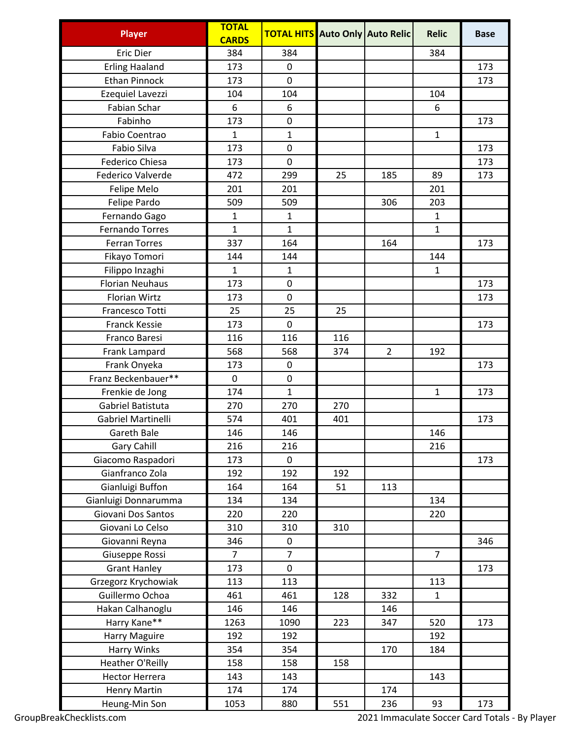| Player | TOTAL CARDS | TOTAL HITS | Auto Only | Auto Relic | Relic | Base |
|---|---|---|---|---|---|---|
| Eric Dier | 384 | 384 | | | 384 | |
| Erling Haaland | 173 | 0 | | | | 173 |
| Ethan Pinnock | 173 | 0 | | | | 173 |
| Ezequiel Lavezzi | 104 | 104 | | | 104 | |
| Fabian Schar | 6 | 6 | | | 6 | |
| Fabinho | 173 | 0 | | | | 173 |
| Fabio Coentrao | 1 | 1 | | | 1 | |
| Fabio Silva | 173 | 0 | | | | 173 |
| Federico Chiesa | 173 | 0 | | | | 173 |
| Federico Valverde | 472 | 299 | 25 | 185 | 89 | 173 |
| Felipe Melo | 201 | 201 | | | 201 | |
| Felipe Pardo | 509 | 509 | | 306 | 203 | |
| Fernando Gago | 1 | 1 | | | 1 | |
| Fernando Torres | 1 | 1 | | | 1 | |
| Ferran Torres | 337 | 164 | | 164 | | 173 |
| Fikayo Tomori | 144 | 144 | | | 144 | |
| Filippo Inzaghi | 1 | 1 | | | 1 | |
| Florian Neuhaus | 173 | 0 | | | | 173 |
| Florian Wirtz | 173 | 0 | | | | 173 |
| Francesco Totti | 25 | 25 | 25 | | | |
| Franck Kessie | 173 | 0 | | | | 173 |
| Franco Baresi | 116 | 116 | 116 | | | |
| Frank Lampard | 568 | 568 | 374 | 2 | 192 | |
| Frank Onyeka | 173 | 0 | | | | 173 |
| Franz Beckenbauer** | 0 | 0 | | | | |
| Frenkie de Jong | 174 | 1 | | | 1 | 173 |
| Gabriel Batistuta | 270 | 270 | 270 | | | |
| Gabriel Martinelli | 574 | 401 | 401 | | | 173 |
| Gareth Bale | 146 | 146 | | | 146 | |
| Gary Cahill | 216 | 216 | | | 216 | |
| Giacomo Raspadori | 173 | 0 | | | | 173 |
| Gianfranco Zola | 192 | 192 | 192 | | | |
| Gianluigi Buffon | 164 | 164 | 51 | 113 | | |
| Gianluigi Donnarumma | 134 | 134 | | | 134 | |
| Giovani Dos Santos | 220 | 220 | | | 220 | |
| Giovani Lo Celso | 310 | 310 | 310 | | | |
| Giovanni Reyna | 346 | 0 | | | | 346 |
| Giuseppe Rossi | 7 | 7 | | | 7 | |
| Grant Hanley | 173 | 0 | | | | 173 |
| Grzegorz Krychowiak | 113 | 113 | | | 113 | |
| Guillermo Ochoa | 461 | 461 | 128 | 332 | 1 | |
| Hakan Calhanoglu | 146 | 146 | | 146 | | |
| Harry Kane** | 1263 | 1090 | 223 | 347 | 520 | 173 |
| Harry Maguire | 192 | 192 | | | 192 | |
| Harry Winks | 354 | 354 | | 170 | 184 | |
| Heather O'Reilly | 158 | 158 | 158 | | | |
| Hector Herrera | 143 | 143 | | | 143 | |
| Henry Martin | 174 | 174 | | 174 | | |
| Heung-Min Son | 1053 | 880 | 551 | 236 | 93 | 173 |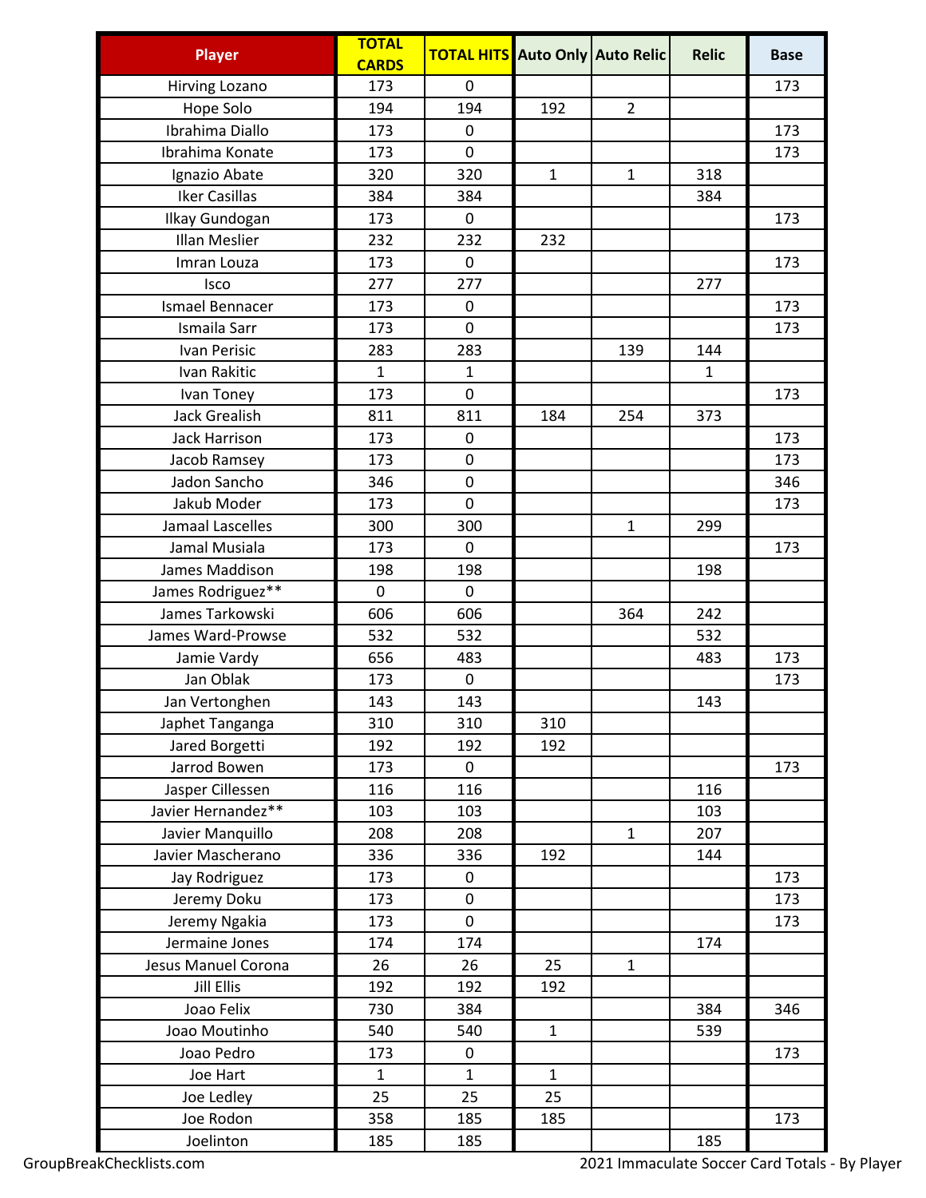| Player | TOTAL CARDS | TOTAL HITS | Auto Only | Auto Relic | Relic | Base |
|---|---|---|---|---|---|---|
| Hirving Lozano | 173 | 0 | | | | 173 |
| Hope Solo | 194 | 194 | 192 | 2 | | |
| Ibrahima Diallo | 173 | 0 | | | | 173 |
| Ibrahima Konate | 173 | 0 | | | | 173 |
| Ignazio Abate | 320 | 320 | 1 | 1 | 318 | |
| Iker Casillas | 384 | 384 | | | 384 | |
| Ilkay Gundogan | 173 | 0 | | | | 173 |
| Illan Meslier | 232 | 232 | 232 | | | |
| Imran Louza | 173 | 0 | | | | 173 |
| Isco | 277 | 277 | | | 277 | |
| Ismael Bennacer | 173 | 0 | | | | 173 |
| Ismaila Sarr | 173 | 0 | | | | 173 |
| Ivan Perisic | 283 | 283 | | 139 | 144 | |
| Ivan Rakitic | 1 | 1 | | | 1 | |
| Ivan Toney | 173 | 0 | | | | 173 |
| Jack Grealish | 811 | 811 | 184 | 254 | 373 | |
| Jack Harrison | 173 | 0 | | | | 173 |
| Jacob Ramsey | 173 | 0 | | | | 173 |
| Jadon Sancho | 346 | 0 | | | | 346 |
| Jakub Moder | 173 | 0 | | | | 173 |
| Jamaal Lascelles | 300 | 300 | | 1 | 299 | |
| Jamal Musiala | 173 | 0 | | | | 173 |
| James Maddison | 198 | 198 | | | 198 | |
| James Rodriguez** | 0 | 0 | | | | |
| James Tarkowski | 606 | 606 | | 364 | 242 | |
| James Ward-Prowse | 532 | 532 | | | 532 | |
| Jamie Vardy | 656 | 483 | | | 483 | 173 |
| Jan Oblak | 173 | 0 | | | | 173 |
| Jan Vertonghen | 143 | 143 | | | 143 | |
| Japhet Tanganga | 310 | 310 | 310 | | | |
| Jared Borgetti | 192 | 192 | 192 | | | |
| Jarrod Bowen | 173 | 0 | | | | 173 |
| Jasper Cillessen | 116 | 116 | | | 116 | |
| Javier Hernandez** | 103 | 103 | | | 103 | |
| Javier Manquillo | 208 | 208 | | 1 | 207 | |
| Javier Mascherano | 336 | 336 | 192 | | 144 | |
| Jay Rodriguez | 173 | 0 | | | | 173 |
| Jeremy Doku | 173 | 0 | | | | 173 |
| Jeremy Ngakia | 173 | 0 | | | | 173 |
| Jermaine Jones | 174 | 174 | | | 174 | |
| Jesus Manuel Corona | 26 | 26 | 25 | 1 | | |
| Jill Ellis | 192 | 192 | 192 | | | |
| Joao Felix | 730 | 384 | | | 384 | 346 |
| Joao Moutinho | 540 | 540 | 1 | | 539 | |
| Joao Pedro | 173 | 0 | | | | 173 |
| Joe Hart | 1 | 1 | 1 | | | |
| Joe Ledley | 25 | 25 | 25 | | | |
| Joe Rodon | 358 | 185 | 185 | | | 173 |
| Joelinton | 185 | 185 | | | 185 | |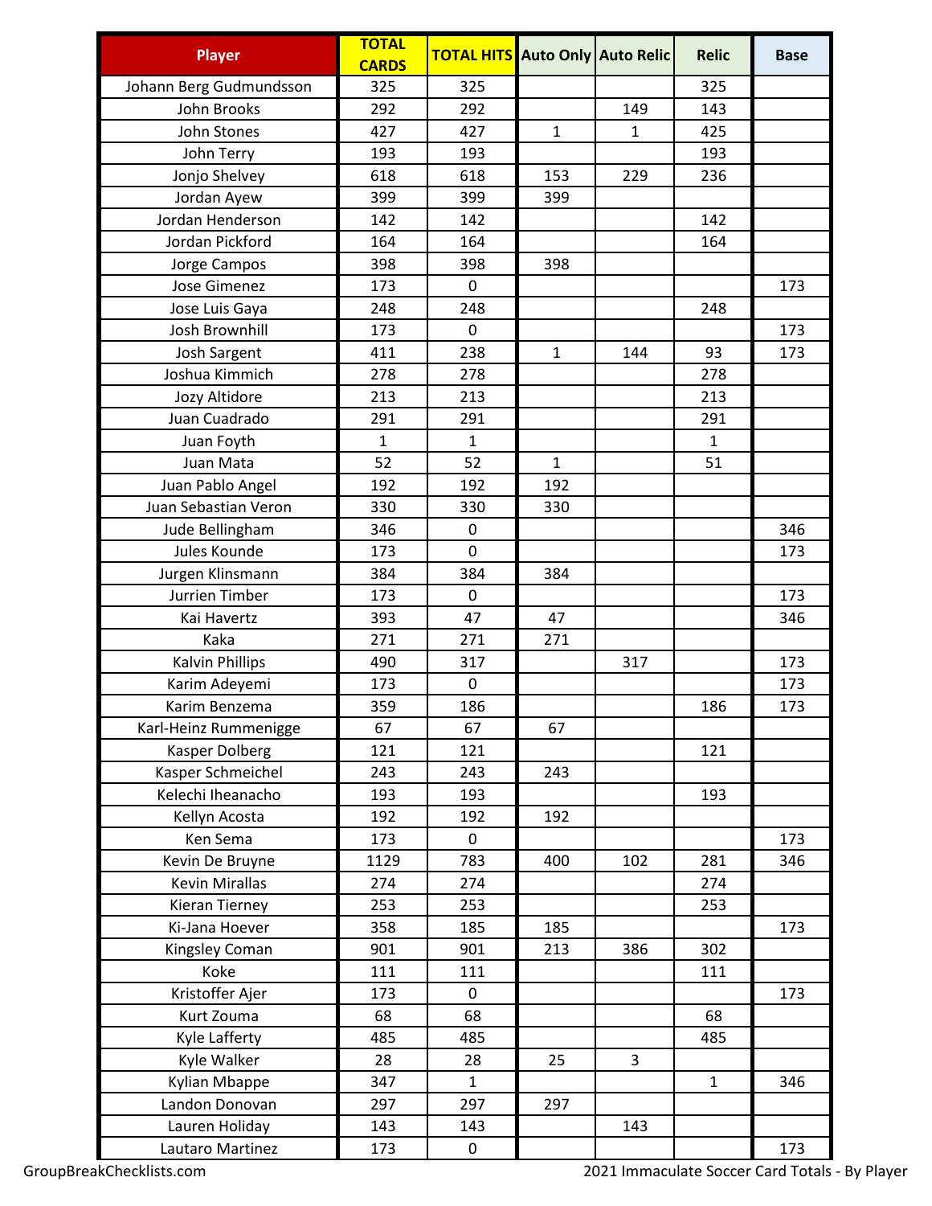| Player | TOTAL CARDS | TOTAL HITS | Auto Only | Auto Relic | Relic | Base |
|---|---|---|---|---|---|---|
| Johann Berg Gudmundsson | 325 | 325 | | | 325 | |
| John Brooks | 292 | 292 | | 149 | 143 | |
| John Stones | 427 | 427 | 1 | 1 | 425 | |
| John Terry | 193 | 193 | | | 193 | |
| Jonjo Shelvey | 618 | 618 | 153 | 229 | 236 | |
| Jordan Ayew | 399 | 399 | 399 | | | |
| Jordan Henderson | 142 | 142 | | | 142 | |
| Jordan Pickford | 164 | 164 | | | 164 | |
| Jorge Campos | 398 | 398 | 398 | | | |
| Jose Gimenez | 173 | 0 | | | | 173 |
| Jose Luis Gaya | 248 | 248 | | | 248 | |
| Josh Brownhill | 173 | 0 | | | | 173 |
| Josh Sargent | 411 | 238 | 1 | 144 | 93 | 173 |
| Joshua Kimmich | 278 | 278 | | | 278 | |
| Jozy Altidore | 213 | 213 | | | 213 | |
| Juan Cuadrado | 291 | 291 | | | 291 | |
| Juan Foyth | 1 | 1 | | | 1 | |
| Juan Mata | 52 | 52 | 1 | | 51 | |
| Juan Pablo Angel | 192 | 192 | 192 | | | |
| Juan Sebastian Veron | 330 | 330 | 330 | | | |
| Jude Bellingham | 346 | 0 | | | | 346 |
| Jules Kounde | 173 | 0 | | | | 173 |
| Jurgen Klinsmann | 384 | 384 | 384 | | | |
| Jurrien Timber | 173 | 0 | | | | 173 |
| Kai Havertz | 393 | 47 | 47 | | | 346 |
| Kaka | 271 | 271 | 271 | | | |
| Kalvin Phillips | 490 | 317 | | 317 | | 173 |
| Karim Adeyemi | 173 | 0 | | | | 173 |
| Karim Benzema | 359 | 186 | | | 186 | 173 |
| Karl-Heinz Rummenigge | 67 | 67 | 67 | | | |
| Kasper Dolberg | 121 | 121 | | | 121 | |
| Kasper Schmeichel | 243 | 243 | 243 | | | |
| Kelechi Iheanacho | 193 | 193 | | | 193 | |
| Kellyn Acosta | 192 | 192 | 192 | | | |
| Ken Sema | 173 | 0 | | | | 173 |
| Kevin De Bruyne | 1129 | 783 | 400 | 102 | 281 | 346 |
| Kevin Mirallas | 274 | 274 | | | 274 | |
| Kieran Tierney | 253 | 253 | | | 253 | |
| Ki-Jana Hoever | 358 | 185 | 185 | | | 173 |
| Kingsley Coman | 901 | 901 | 213 | 386 | 302 | |
| Koke | 111 | 111 | | | 111 | |
| Kristoffer Ajer | 173 | 0 | | | | 173 |
| Kurt Zouma | 68 | 68 | | | 68 | |
| Kyle Lafferty | 485 | 485 | | | 485 | |
| Kyle Walker | 28 | 28 | 25 | 3 | | |
| Kylian Mbappe | 347 | 1 | | | 1 | 346 |
| Landon Donovan | 297 | 297 | 297 | | | |
| Lauren Holiday | 143 | 143 | | 143 | | |
| Lautaro Martinez | 173 | 0 | | | | 173 |

GroupBreakChecklists.com

2021 Immaculate Soccer Card Totals - By Player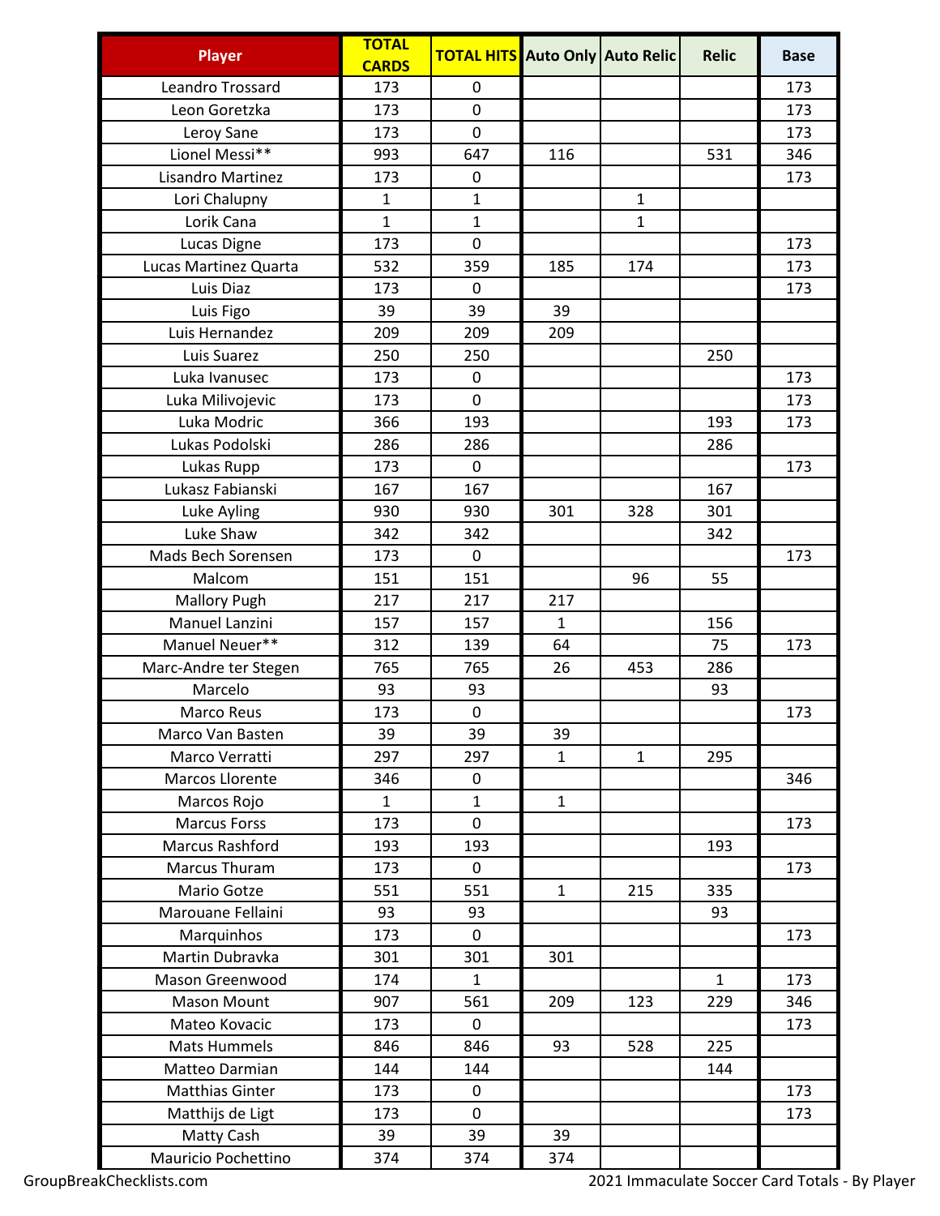| Player | TOTAL CARDS | TOTAL HITS | Auto Only | Auto Relic | Relic | Base |
|---|---|---|---|---|---|---|
| Leandro Trossard | 173 | 0 | | | | 173 |
| Leon Goretzka | 173 | 0 | | | | 173 |
| Leroy Sane | 173 | 0 | | | | 173 |
| Lionel Messi** | 993 | 647 | 116 | | 531 | 346 |
| Lisandro Martinez | 173 | 0 | | | | 173 |
| Lori Chalupny | 1 | 1 | | 1 | | |
| Lorik Cana | 1 | 1 | | 1 | | |
| Lucas Digne | 173 | 0 | | | | 173 |
| Lucas Martinez Quarta | 532 | 359 | 185 | 174 | | 173 |
| Luis Diaz | 173 | 0 | | | | 173 |
| Luis Figo | 39 | 39 | 39 | | | |
| Luis Hernandez | 209 | 209 | 209 | | | |
| Luis Suarez | 250 | 250 | | | 250 | |
| Luka Ivanusec | 173 | 0 | | | | 173 |
| Luka Milivojevic | 173 | 0 | | | | 173 |
| Luka Modric | 366 | 193 | | | 193 | 173 |
| Lukas Podolski | 286 | 286 | | | 286 | |
| Lukas Rupp | 173 | 0 | | | | 173 |
| Lukasz Fabianski | 167 | 167 | | | 167 | |
| Luke Ayling | 930 | 930 | 301 | 328 | 301 | |
| Luke Shaw | 342 | 342 | | | 342 | |
| Mads Bech Sorensen | 173 | 0 | | | | 173 |
| Malcom | 151 | 151 | | 96 | 55 | |
| Mallory Pugh | 217 | 217 | 217 | | | |
| Manuel Lanzini | 157 | 157 | 1 | | 156 | |
| Manuel Neuer** | 312 | 139 | 64 | | 75 | 173 |
| Marc-Andre ter Stegen | 765 | 765 | 26 | 453 | 286 | |
| Marcelo | 93 | 93 | | | 93 | |
| Marco Reus | 173 | 0 | | | | 173 |
| Marco Van Basten | 39 | 39 | 39 | | | |
| Marco Verratti | 297 | 297 | 1 | 1 | 295 | |
| Marcos Llorente | 346 | 0 | | | | 346 |
| Marcos Rojo | 1 | 1 | 1 | | | |
| Marcus Forss | 173 | 0 | | | | 173 |
| Marcus Rashford | 193 | 193 | | | 193 | |
| Marcus Thuram | 173 | 0 | | | | 173 |
| Mario Gotze | 551 | 551 | 1 | 215 | 335 | |
| Marouane Fellaini | 93 | 93 | | | 93 | |
| Marquinhos | 173 | 0 | | | | 173 |
| Martin Dubravka | 301 | 301 | 301 | | | |
| Mason Greenwood | 174 | 1 | | | 1 | 173 |
| Mason Mount | 907 | 561 | 209 | 123 | 229 | 346 |
| Mateo Kovacic | 173 | 0 | | | | 173 |
| Mats Hummels | 846 | 846 | 93 | 528 | 225 | |
| Matteo Darmian | 144 | 144 | | | 144 | |
| Matthias Ginter | 173 | 0 | | | | 173 |
| Matthijs de Ligt | 173 | 0 | | | | 173 |
| Matty Cash | 39 | 39 | 39 | | | |
| Mauricio Pochettino | 374 | 374 | 374 | | | |

GroupBreakChecklists.com

2021 Immaculate Soccer Card Totals - By Player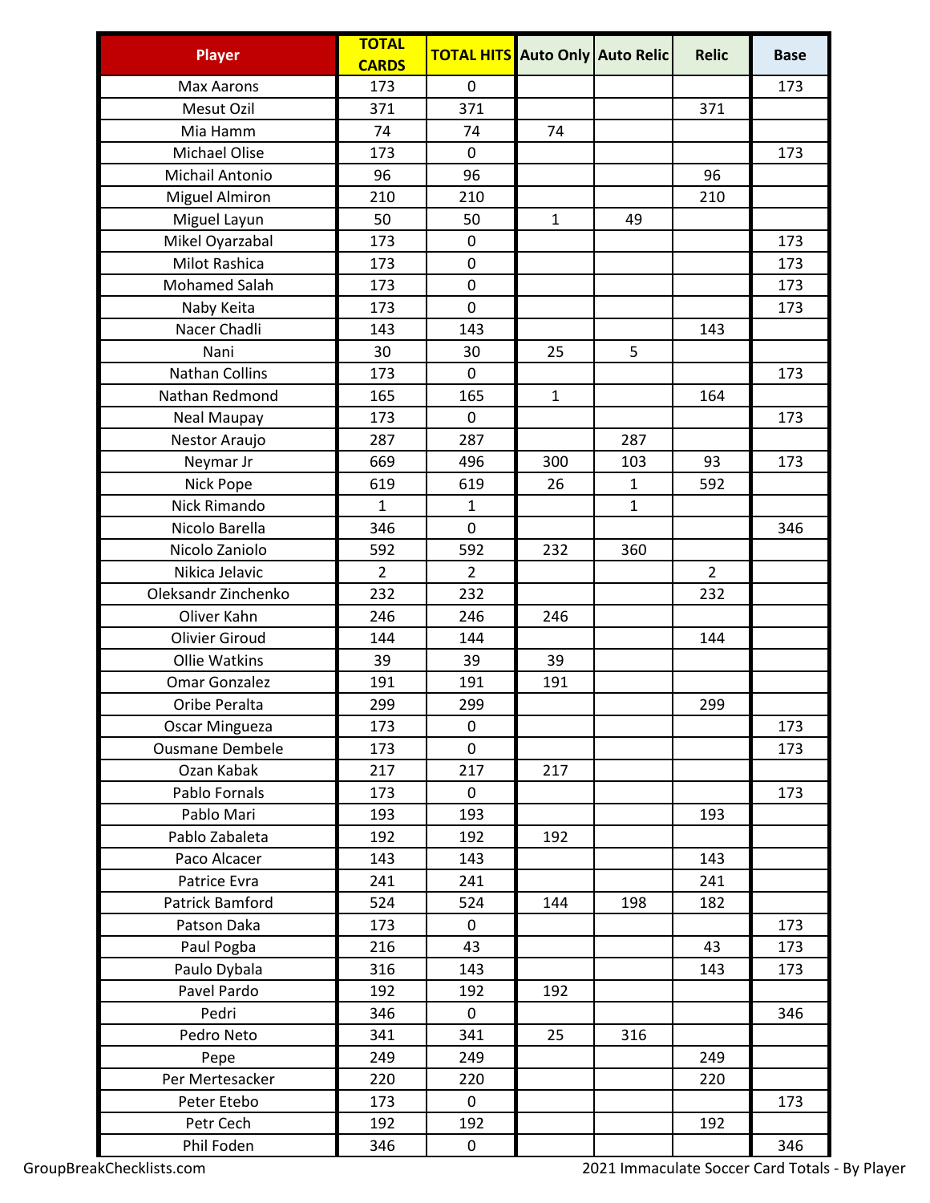| Player | TOTAL CARDS | TOTAL HITS | Auto Only | Auto Relic | Relic | Base |
| --- | --- | --- | --- | --- | --- | --- |
| Max Aarons | 173 | 0 | | | | 173 |
| Mesut Ozil | 371 | 371 | | | 371 | |
| Mia Hamm | 74 | 74 | 74 | | | |
| Michael Olise | 173 | 0 | | | | 173 |
| Michail Antonio | 96 | 96 | | | 96 | |
| Miguel Almiron | 210 | 210 | | | 210 | |
| Miguel Layun | 50 | 50 | 1 | 49 | | |
| Mikel Oyarzabal | 173 | 0 | | | | 173 |
| Milot Rashica | 173 | 0 | | | | 173 |
| Mohamed Salah | 173 | 0 | | | | 173 |
| Naby Keita | 173 | 0 | | | | 173 |
| Nacer Chadli | 143 | 143 | | | 143 | |
| Nani | 30 | 30 | 25 | 5 | | |
| Nathan Collins | 173 | 0 | | | | 173 |
| Nathan Redmond | 165 | 165 | 1 | | 164 | |
| Neal Maupay | 173 | 0 | | | | 173 |
| Nestor Araujo | 287 | 287 | | 287 | | |
| Neymar Jr | 669 | 496 | 300 | 103 | 93 | 173 |
| Nick Pope | 619 | 619 | 26 | 1 | 592 | |
| Nick Rimando | 1 | 1 | | 1 | | |
| Nicolo Barella | 346 | 0 | | | | 346 |
| Nicolo Zaniolo | 592 | 592 | 232 | 360 | | |
| Nikica Jelavic | 2 | 2 | | | 2 | |
| Oleksandr Zinchenko | 232 | 232 | | | 232 | |
| Oliver Kahn | 246 | 246 | 246 | | | |
| Olivier Giroud | 144 | 144 | | | 144 | |
| Ollie Watkins | 39 | 39 | 39 | | | |
| Omar Gonzalez | 191 | 191 | 191 | | | |
| Oribe Peralta | 299 | 299 | | | 299 | |
| Oscar Mingueza | 173 | 0 | | | | 173 |
| Ousmane Dembele | 173 | 0 | | | | 173 |
| Ozan Kabak | 217 | 217 | 217 | | | |
| Pablo Fornals | 173 | 0 | | | | 173 |
| Pablo Mari | 193 | 193 | | | 193 | |
| Pablo Zabaleta | 192 | 192 | 192 | | | |
| Paco Alcacer | 143 | 143 | | | 143 | |
| Patrice Evra | 241 | 241 | | | 241 | |
| Patrick Bamford | 524 | 524 | 144 | 198 | 182 | |
| Patson Daka | 173 | 0 | | | | 173 |
| Paul Pogba | 216 | 43 | | | 43 | 173 |
| Paulo Dybala | 316 | 143 | | | 143 | 173 |
| Pavel Pardo | 192 | 192 | 192 | | | |
| Pedri | 346 | 0 | | | | 346 |
| Pedro Neto | 341 | 341 | 25 | 316 | | |
| Pepe | 249 | 249 | | | 249 | |
| Per Mertesacker | 220 | 220 | | | 220 | |
| Peter Etebo | 173 | 0 | | | | 173 |
| Petr Cech | 192 | 192 | | | 192 | |
| Phil Foden | 346 | 0 | | | | 346 |

GroupBreakChecklists.com

2021 Immaculate Soccer Card Totals - By Player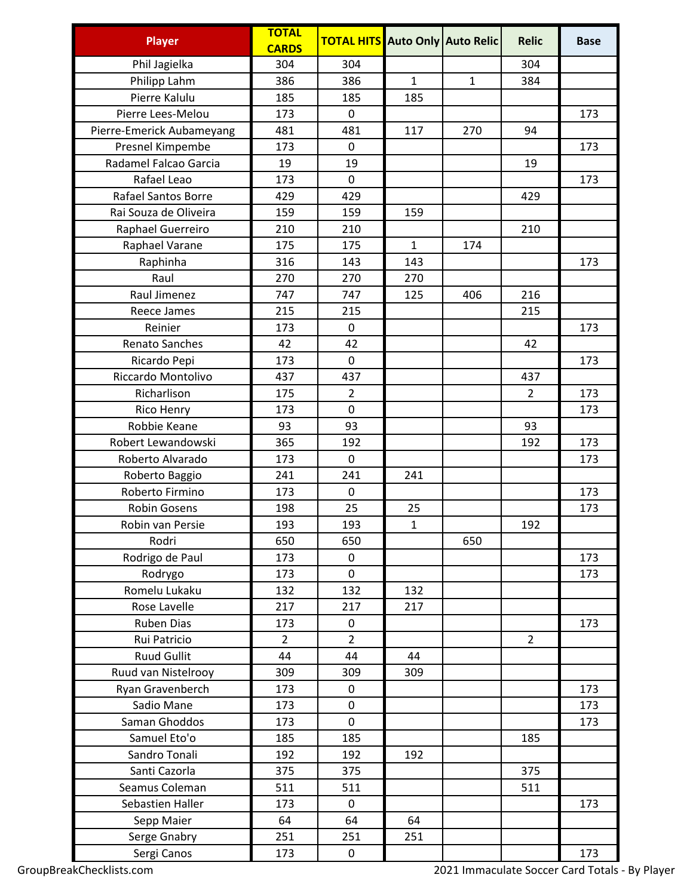| Player | TOTAL CARDS | TOTAL HITS | Auto Only | Auto Relic | Relic | Base |
|---|---|---|---|---|---|---|
| Phil Jagielka | 304 | 304 | | | 304 | |
| Philipp Lahm | 386 | 386 | 1 | 1 | 384 | |
| Pierre Kalulu | 185 | 185 | 185 | | | |
| Pierre Lees-Melou | 173 | 0 | | | | 173 |
| Pierre-Emerick Aubameyang | 481 | 481 | 117 | 270 | 94 | |
| Presnel Kimpembe | 173 | 0 | | | | 173 |
| Radamel Falcao Garcia | 19 | 19 | | | 19 | |
| Rafael Leao | 173 | 0 | | | | 173 |
| Rafael Santos Borre | 429 | 429 | | | 429 | |
| Rai Souza de Oliveira | 159 | 159 | 159 | | | |
| Raphael Guerreiro | 210 | 210 | | | 210 | |
| Raphael Varane | 175 | 175 | 1 | 174 | | |
| Raphinha | 316 | 143 | 143 | | | 173 |
| Raul | 270 | 270 | 270 | | | |
| Raul Jimenez | 747 | 747 | 125 | 406 | 216 | |
| Reece James | 215 | 215 | | | 215 | |
| Reinier | 173 | 0 | | | | 173 |
| Renato Sanches | 42 | 42 | | | 42 | |
| Ricardo Pepi | 173 | 0 | | | | 173 |
| Riccardo Montolivo | 437 | 437 | | | 437 | |
| Richarlison | 175 | 2 | | | 2 | 173 |
| Rico Henry | 173 | 0 | | | | 173 |
| Robbie Keane | 93 | 93 | | | 93 | |
| Robert Lewandowski | 365 | 192 | | | 192 | 173 |
| Roberto Alvarado | 173 | 0 | | | | 173 |
| Roberto Baggio | 241 | 241 | 241 | | | |
| Roberto Firmino | 173 | 0 | | | | 173 |
| Robin Gosens | 198 | 25 | 25 | | | 173 |
| Robin van Persie | 193 | 193 | 1 | | 192 | |
| Rodri | 650 | 650 | | 650 | | |
| Rodrigo de Paul | 173 | 0 | | | | 173 |
| Rodrygo | 173 | 0 | | | | 173 |
| Romelu Lukaku | 132 | 132 | 132 | | | |
| Rose Lavelle | 217 | 217 | 217 | | | |
| Ruben Dias | 173 | 0 | | | | 173 |
| Rui Patricio | 2 | 2 | | | 2 | |
| Ruud Gullit | 44 | 44 | 44 | | | |
| Ruud van Nistelrooy | 309 | 309 | 309 | | | |
| Ryan Gravenberch | 173 | 0 | | | | 173 |
| Sadio Mane | 173 | 0 | | | | 173 |
| Saman Ghoddos | 173 | 0 | | | | 173 |
| Samuel Eto'o | 185 | 185 | | | 185 | |
| Sandro Tonali | 192 | 192 | 192 | | | |
| Santi Cazorla | 375 | 375 | | | 375 | |
| Seamus Coleman | 511 | 511 | | | 511 | |
| Sebastien Haller | 173 | 0 | | | | 173 |
| Sepp Maier | 64 | 64 | 64 | | | |
| Serge Gnabry | 251 | 251 | 251 | | | |
| Sergi Canos | 173 | 0 | | | | 173 |

GroupBreakChecklists.com

2021 Immaculate Soccer Card Totals - By Player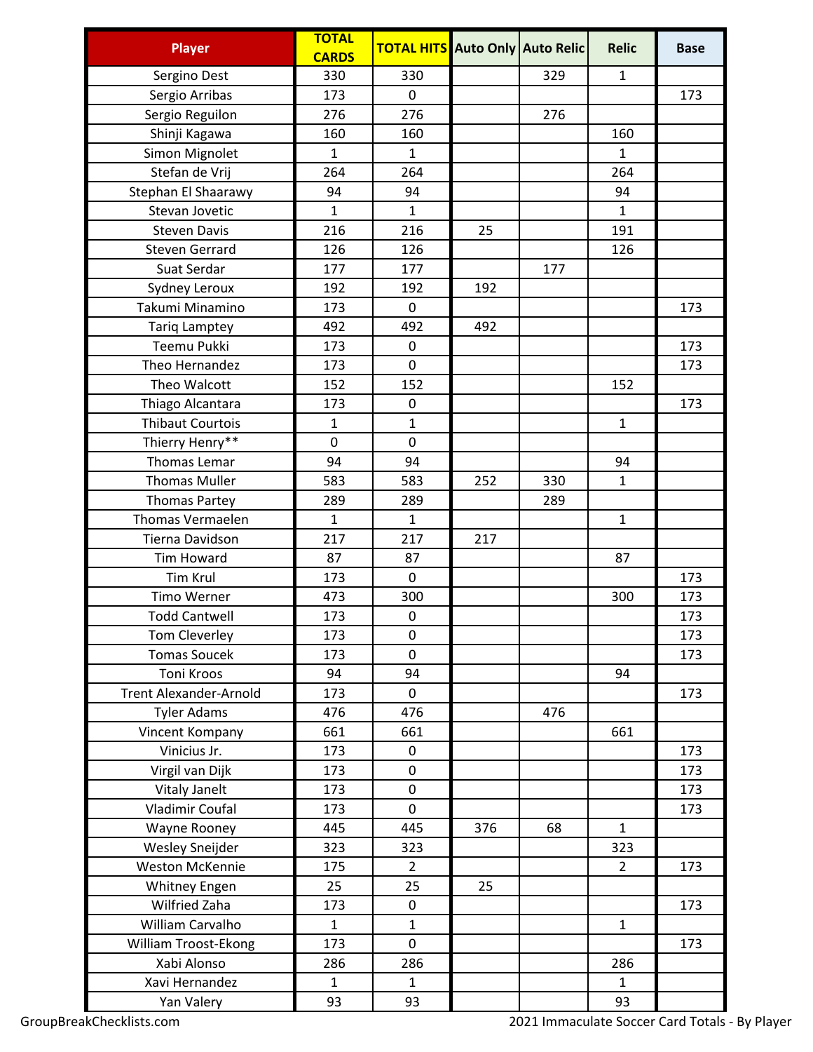| Player | TOTAL CARDS | TOTAL HITS | Auto Only | Auto Relic | Relic | Base |
|---|---|---|---|---|---|---|
| Sergino Dest | 330 | 330 | | 329 | 1 | |
| Sergio Arribas | 173 | 0 | | | | 173 |
| Sergio Reguilon | 276 | 276 | | 276 | | |
| Shinji Kagawa | 160 | 160 | | | 160 | |
| Simon Mignolet | 1 | 1 | | | 1 | |
| Stefan de Vrij | 264 | 264 | | | 264 | |
| Stephan El Shaarawy | 94 | 94 | | | 94 | |
| Stevan Jovetic | 1 | 1 | | | 1 | |
| Steven Davis | 216 | 216 | 25 | | 191 | |
| Steven Gerrard | 126 | 126 | | | 126 | |
| Suat Serdar | 177 | 177 | | 177 | | |
| Sydney Leroux | 192 | 192 | 192 | | | |
| Takumi Minamino | 173 | 0 | | | | 173 |
| Tariq Lamptey | 492 | 492 | 492 | | | |
| Teemu Pukki | 173 | 0 | | | | 173 |
| Theo Hernandez | 173 | 0 | | | | 173 |
| Theo Walcott | 152 | 152 | | | 152 | |
| Thiago Alcantara | 173 | 0 | | | | 173 |
| Thibaut Courtois | 1 | 1 | | | 1 | |
| Thierry Henry** | 0 | 0 | | | | |
| Thomas Lemar | 94 | 94 | | | 94 | |
| Thomas Muller | 583 | 583 | 252 | 330 | 1 | |
| Thomas Partey | 289 | 289 | | 289 | | |
| Thomas Vermaelen | 1 | 1 | | | 1 | |
| Tierna Davidson | 217 | 217 | 217 | | | |
| Tim Howard | 87 | 87 | | | 87 | |
| Tim Krul | 173 | 0 | | | | 173 |
| Timo Werner | 473 | 300 | | | 300 | 173 |
| Todd Cantwell | 173 | 0 | | | | 173 |
| Tom Cleverley | 173 | 0 | | | | 173 |
| Tomas Soucek | 173 | 0 | | | | 173 |
| Toni Kroos | 94 | 94 | | | 94 | |
| Trent Alexander-Arnold | 173 | 0 | | | | 173 |
| Tyler Adams | 476 | 476 | | 476 | | |
| Vincent Kompany | 661 | 661 | | | 661 | |
| Vinicius Jr. | 173 | 0 | | | | 173 |
| Virgil van Dijk | 173 | 0 | | | | 173 |
| Vitaly Janelt | 173 | 0 | | | | 173 |
| Vladimir Coufal | 173 | 0 | | | | 173 |
| Wayne Rooney | 445 | 445 | 376 | 68 | 1 | |
| Wesley Sneijder | 323 | 323 | | | 323 | |
| Weston McKennie | 175 | 2 | | | 2 | 173 |
| Whitney Engen | 25 | 25 | 25 | | | |
| Wilfried Zaha | 173 | 0 | | | | 173 |
| William Carvalho | 1 | 1 | | | 1 | |
| William Troost-Ekong | 173 | 0 | | | | 173 |
| Xabi Alonso | 286 | 286 | | | 286 | |
| Xavi Hernandez | 1 | 1 | | | 1 | |
| Yan Valery | 93 | 93 | | | 93 | |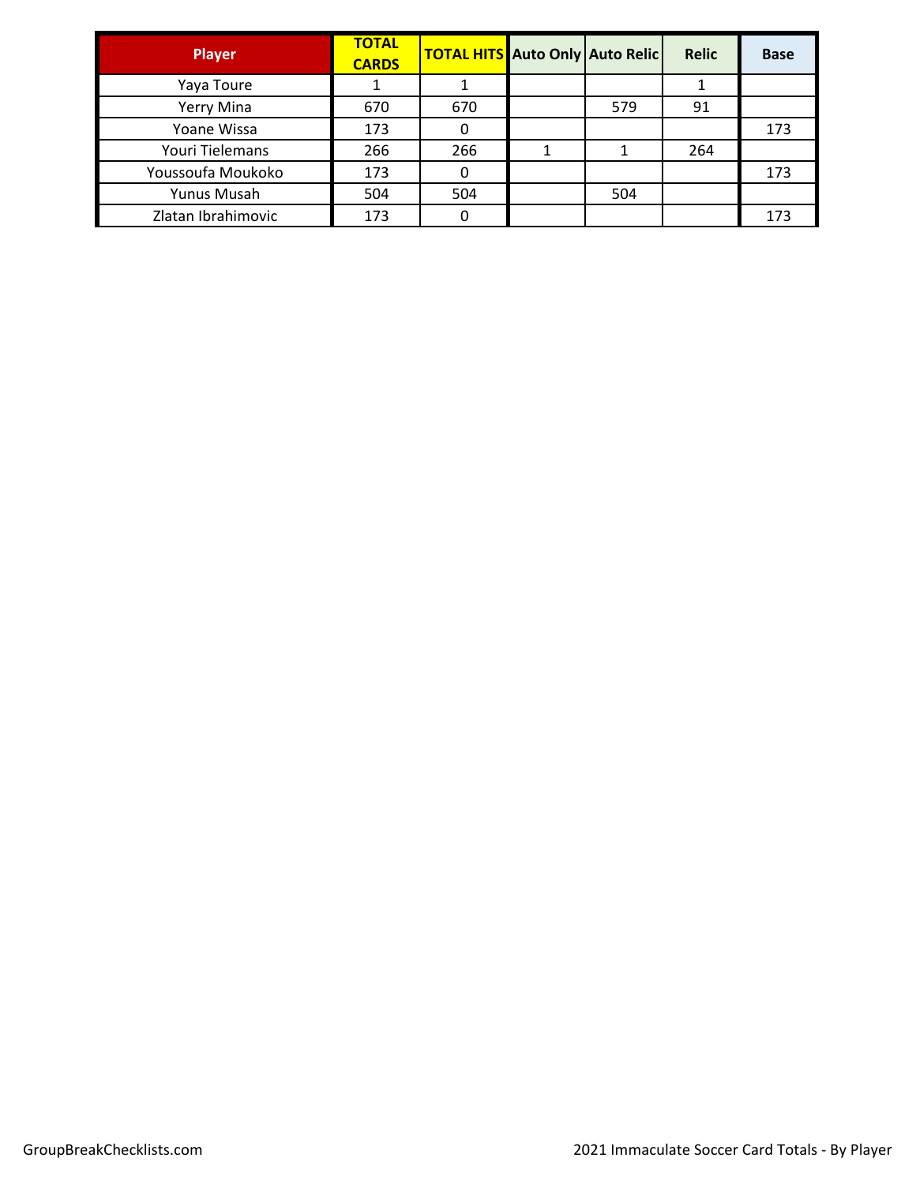| Player | TOTAL CARDS | TOTAL HITS | Auto Only | Auto Relic | Relic | Base |
| --- | --- | --- | --- | --- | --- | --- |
| Yaya Toure | 1 | 1 | | | 1 | |
| Yerry Mina | 670 | 670 | | 579 | 91 | |
| Yoane Wissa | 173 | 0 | | | | 173 |
| Youri Tielemans | 266 | 266 | 1 | 1 | 264 | |
| Youssoufa Moukoko | 173 | 0 | | | | 173 |
| Yunus Musah | 504 | 504 | | 504 | | |
| Zlatan Ibrahimovic | 173 | 0 | | | | 173 |